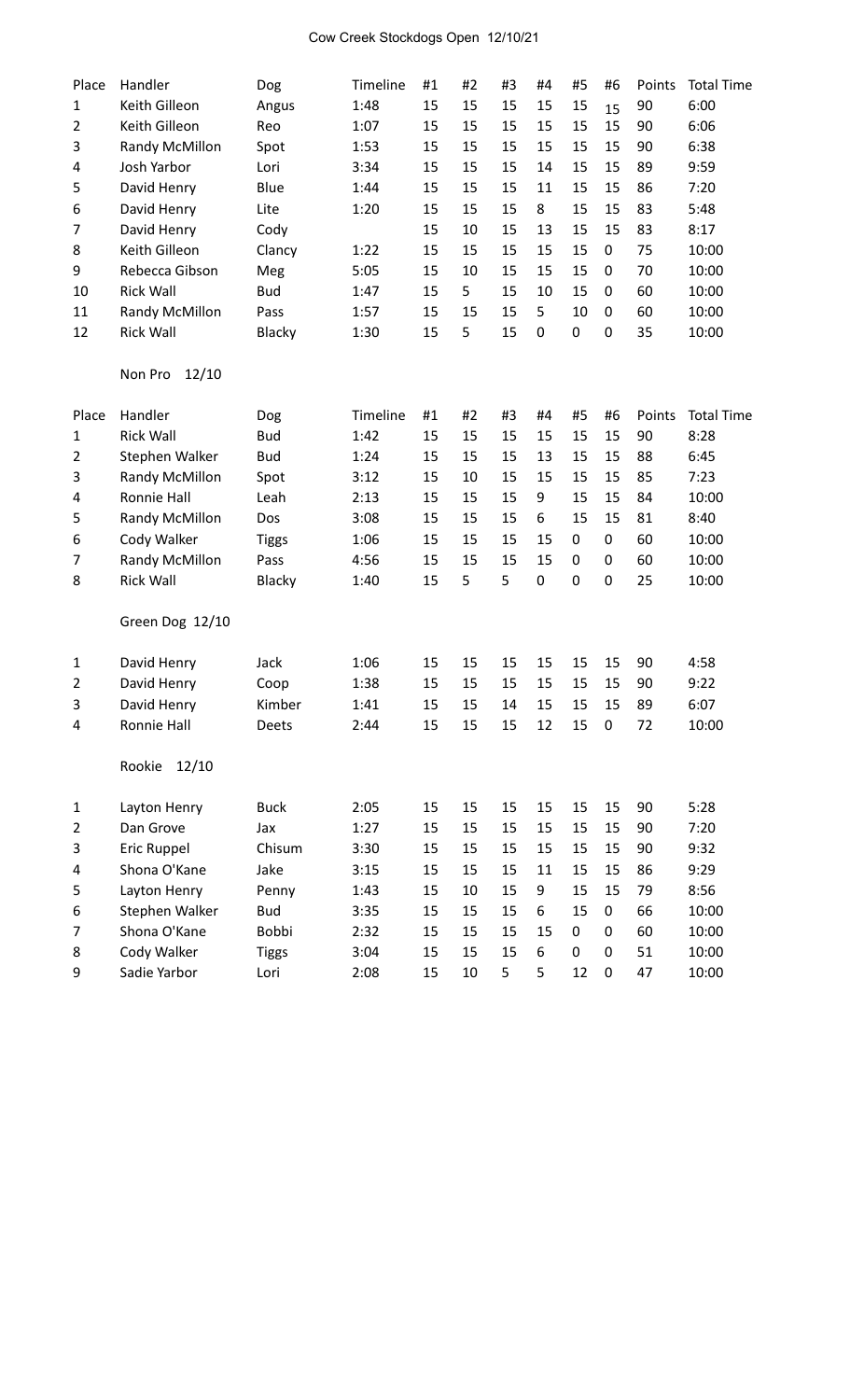# Cow Creek Stockdogs Open 12/10/21

| Place | Handler | Dog | Timeline | #1 | #2 | #3 | #4 | #5 | #6 | Points | Total Time |
|---|---|---|---|---|---|---|---|---|---|---|---|
| 1 | Keith Gilleon | Angus | 1:48 | 15 | 15 | 15 | 15 | 15 | 15 | 90 | 6:00 |
| 2 | Keith Gilleon | Reo | 1:07 | 15 | 15 | 15 | 15 | 15 | 15 | 90 | 6:06 |
| 3 | Randy McMillon | Spot | 1:53 | 15 | 15 | 15 | 15 | 15 | 15 | 90 | 6:38 |
| 4 | Josh Yarbor | Lori | 3:34 | 15 | 15 | 15 | 14 | 15 | 15 | 89 | 9:59 |
| 5 | David Henry | Blue | 1:44 | 15 | 15 | 15 | 11 | 15 | 15 | 86 | 7:20 |
| 6 | David Henry | Lite | 1:20 | 15 | 15 | 15 | 8 | 15 | 15 | 83 | 5:48 |
| 7 | David Henry | Cody | | 15 | 10 | 15 | 13 | 15 | 15 | 83 | 8:17 |
| 8 | Keith Gilleon | Clancy | 1:22 | 15 | 15 | 15 | 15 | 15 | 0 | 75 | 10:00 |
| 9 | Rebecca Gibson | Meg | 5:05 | 15 | 10 | 15 | 15 | 15 | 0 | 70 | 10:00 |
| 10 | Rick Wall | Bud | 1:47 | 15 | 5 | 15 | 10 | 15 | 0 | 60 | 10:00 |
| 11 | Randy McMillon | Pass | 1:57 | 15 | 15 | 15 | 5 | 10 | 0 | 60 | 10:00 |
| 12 | Rick Wall | Blacky | 1:30 | 15 | 5 | 15 | 0 | 0 | 0 | 35 | 10:00 |

## Non Pro 12/10

| Place | Handler | Dog | Timeline | #1 | #2 | #3 | #4 | #5 | #6 | Points | Total Time |
|---|---|---|---|---|---|---|---|---|---|---|---|
| 1 | Rick Wall | Bud | 1:42 | 15 | 15 | 15 | 15 | 15 | 15 | 90 | 8:28 |
| 2 | Stephen Walker | Bud | 1:24 | 15 | 15 | 15 | 13 | 15 | 15 | 88 | 6:45 |
| 3 | Randy McMillon | Spot | 3:12 | 15 | 10 | 15 | 15 | 15 | 15 | 85 | 7:23 |
| 4 | Ronnie Hall | Leah | 2:13 | 15 | 15 | 15 | 9 | 15 | 15 | 84 | 10:00 |
| 5 | Randy McMillon | Dos | 3:08 | 15 | 15 | 15 | 6 | 15 | 15 | 81 | 8:40 |
| 6 | Cody Walker | Tiggs | 1:06 | 15 | 15 | 15 | 15 | 0 | 0 | 60 | 10:00 |
| 7 | Randy McMillon | Pass | 4:56 | 15 | 15 | 15 | 15 | 0 | 0 | 60 | 10:00 |
| 8 | Rick Wall | Blacky | 1:40 | 15 | 5 | 5 | 0 | 0 | 0 | 25 | 10:00 |

## Green Dog 12/10

| Place | Handler | Dog | Timeline | #1 | #2 | #3 | #4 | #5 | #6 | Points | Total Time |
|---|---|---|---|---|---|---|---|---|---|---|---|
| 1 | David Henry | Jack | 1:06 | 15 | 15 | 15 | 15 | 15 | 15 | 90 | 4:58 |
| 2 | David Henry | Coop | 1:38 | 15 | 15 | 15 | 15 | 15 | 15 | 90 | 9:22 |
| 3 | David Henry | Kimber | 1:41 | 15 | 15 | 14 | 15 | 15 | 15 | 89 | 6:07 |
| 4 | Ronnie Hall | Deets | 2:44 | 15 | 15 | 15 | 12 | 15 | 0 | 72 | 10:00 |

## Rookie 12/10

| Place | Handler | Dog | Timeline | #1 | #2 | #3 | #4 | #5 | #6 | Points | Total Time |
|---|---|---|---|---|---|---|---|---|---|---|---|
| 1 | Layton Henry | Buck | 2:05 | 15 | 15 | 15 | 15 | 15 | 15 | 90 | 5:28 |
| 2 | Dan Grove | Jax | 1:27 | 15 | 15 | 15 | 15 | 15 | 15 | 90 | 7:20 |
| 3 | Eric Ruppel | Chisum | 3:30 | 15 | 15 | 15 | 15 | 15 | 15 | 90 | 9:32 |
| 4 | Shona O'Kane | Jake | 3:15 | 15 | 15 | 15 | 11 | 15 | 15 | 86 | 9:29 |
| 5 | Layton Henry | Penny | 1:43 | 15 | 10 | 15 | 9 | 15 | 15 | 79 | 8:56 |
| 6 | Stephen Walker | Bud | 3:35 | 15 | 15 | 15 | 6 | 15 | 0 | 66 | 10:00 |
| 7 | Shona O'Kane | Bobbi | 2:32 | 15 | 15 | 15 | 15 | 0 | 0 | 60 | 10:00 |
| 8 | Cody Walker | Tiggs | 3:04 | 15 | 15 | 15 | 6 | 0 | 0 | 51 | 10:00 |
| 9 | Sadie Yarbor | Lori | 2:08 | 15 | 10 | 5 | 5 | 12 | 0 | 47 | 10:00 |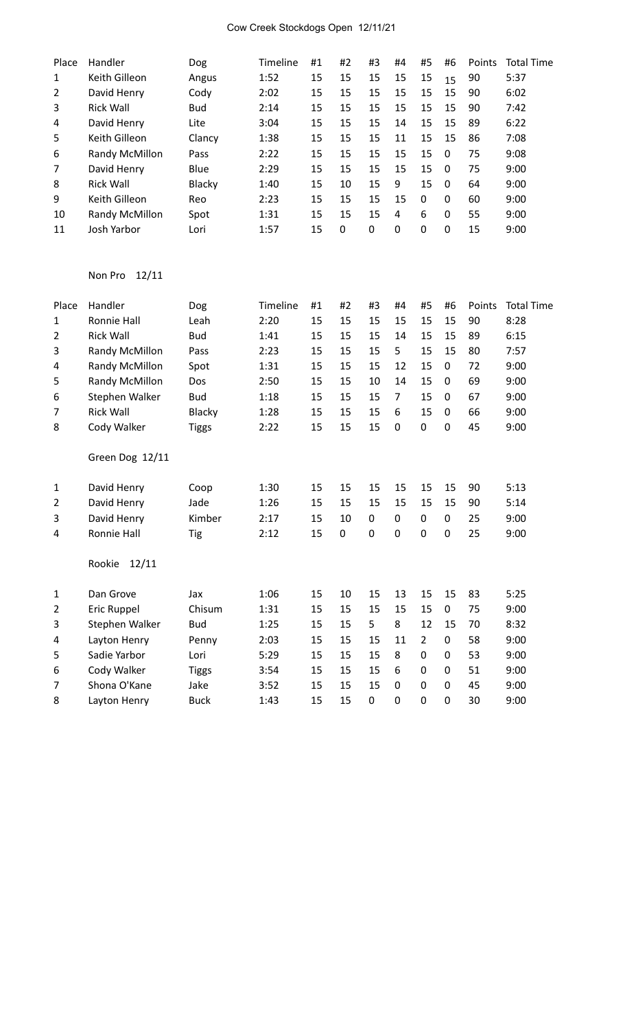# Cow Creek Stockdogs Open 12/11/21

| Place | Handler | Dog | Timeline | #1 | #2 | #3 | #4 | #5 | #6 | Points | Total Time |
|---|---|---|---|---|---|---|---|---|---|---|---|
| 1 | Keith Gilleon | Angus | 1:52 | 15 | 15 | 15 | 15 | 15 | 15 | 90 | 5:37 |
| 2 | David Henry | Cody | 2:02 | 15 | 15 | 15 | 15 | 15 | 15 | 90 | 6:02 |
| 3 | Rick Wall | Bud | 2:14 | 15 | 15 | 15 | 15 | 15 | 15 | 90 | 7:42 |
| 4 | David Henry | Lite | 3:04 | 15 | 15 | 15 | 14 | 15 | 15 | 89 | 6:22 |
| 5 | Keith Gilleon | Clancy | 1:38 | 15 | 15 | 15 | 11 | 15 | 15 | 86 | 7:08 |
| 6 | Randy McMillon | Pass | 2:22 | 15 | 15 | 15 | 15 | 15 | 0 | 75 | 9:08 |
| 7 | David Henry | Blue | 2:29 | 15 | 15 | 15 | 15 | 15 | 0 | 75 | 9:00 |
| 8 | Rick Wall | Blacky | 1:40 | 15 | 10 | 15 | 9 | 15 | 0 | 64 | 9:00 |
| 9 | Keith Gilleon | Reo | 2:23 | 15 | 15 | 15 | 15 | 0 | 0 | 60 | 9:00 |
| 10 | Randy McMillon | Spot | 1:31 | 15 | 15 | 15 | 4 | 6 | 0 | 55 | 9:00 |
| 11 | Josh Yarbor | Lori | 1:57 | 15 | 0 | 0 | 0 | 0 | 0 | 15 | 9:00 |

## Non Pro 12/11

| Place | Handler | Dog | Timeline | #1 | #2 | #3 | #4 | #5 | #6 | Points | Total Time |
|---|---|---|---|---|---|---|---|---|---|---|---|
| 1 | Ronnie Hall | Leah | 2:20 | 15 | 15 | 15 | 15 | 15 | 15 | 90 | 8:28 |
| 2 | Rick Wall | Bud | 1:41 | 15 | 15 | 15 | 14 | 15 | 15 | 89 | 6:15 |
| 3 | Randy McMillon | Pass | 2:23 | 15 | 15 | 15 | 5 | 15 | 15 | 80 | 7:57 |
| 4 | Randy McMillon | Spot | 1:31 | 15 | 15 | 15 | 12 | 15 | 0 | 72 | 9:00 |
| 5 | Randy McMillon | Dos | 2:50 | 15 | 15 | 10 | 14 | 15 | 0 | 69 | 9:00 |
| 6 | Stephen Walker | Bud | 1:18 | 15 | 15 | 15 | 7 | 15 | 0 | 67 | 9:00 |
| 7 | Rick Wall | Blacky | 1:28 | 15 | 15 | 15 | 6 | 15 | 0 | 66 | 9:00 |
| 8 | Cody Walker | Tiggs | 2:22 | 15 | 15 | 15 | 0 | 0 | 0 | 45 | 9:00 |

## Green Dog 12/11

| Place | Handler | Dog | Timeline | #1 | #2 | #3 | #4 | #5 | #6 | Points | Total Time |
|---|---|---|---|---|---|---|---|---|---|---|---|
| 1 | David Henry | Coop | 1:30 | 15 | 15 | 15 | 15 | 15 | 15 | 90 | 5:13 |
| 2 | David Henry | Jade | 1:26 | 15 | 15 | 15 | 15 | 15 | 15 | 90 | 5:14 |
| 3 | David Henry | Kimber | 2:17 | 15 | 10 | 0 | 0 | 0 | 0 | 25 | 9:00 |
| 4 | Ronnie Hall | Tig | 2:12 | 15 | 0 | 0 | 0 | 0 | 0 | 25 | 9:00 |

## Rookie 12/11

| Place | Handler | Dog | Timeline | #1 | #2 | #3 | #4 | #5 | #6 | Points | Total Time |
|---|---|---|---|---|---|---|---|---|---|---|---|
| 1 | Dan Grove | Jax | 1:06 | 15 | 10 | 15 | 13 | 15 | 15 | 83 | 5:25 |
| 2 | Eric Ruppel | Chisum | 1:31 | 15 | 15 | 15 | 15 | 15 | 0 | 75 | 9:00 |
| 3 | Stephen Walker | Bud | 1:25 | 15 | 15 | 5 | 8 | 12 | 15 | 70 | 8:32 |
| 4 | Layton Henry | Penny | 2:03 | 15 | 15 | 15 | 11 | 2 | 0 | 58 | 9:00 |
| 5 | Sadie Yarbor | Lori | 5:29 | 15 | 15 | 15 | 8 | 0 | 0 | 53 | 9:00 |
| 6 | Cody Walker | Tiggs | 3:54 | 15 | 15 | 15 | 6 | 0 | 0 | 51 | 9:00 |
| 7 | Shona O'Kane | Jake | 3:52 | 15 | 15 | 15 | 0 | 0 | 0 | 45 | 9:00 |
| 8 | Layton Henry | Buck | 1:43 | 15 | 15 | 0 | 0 | 0 | 0 | 30 | 9:00 |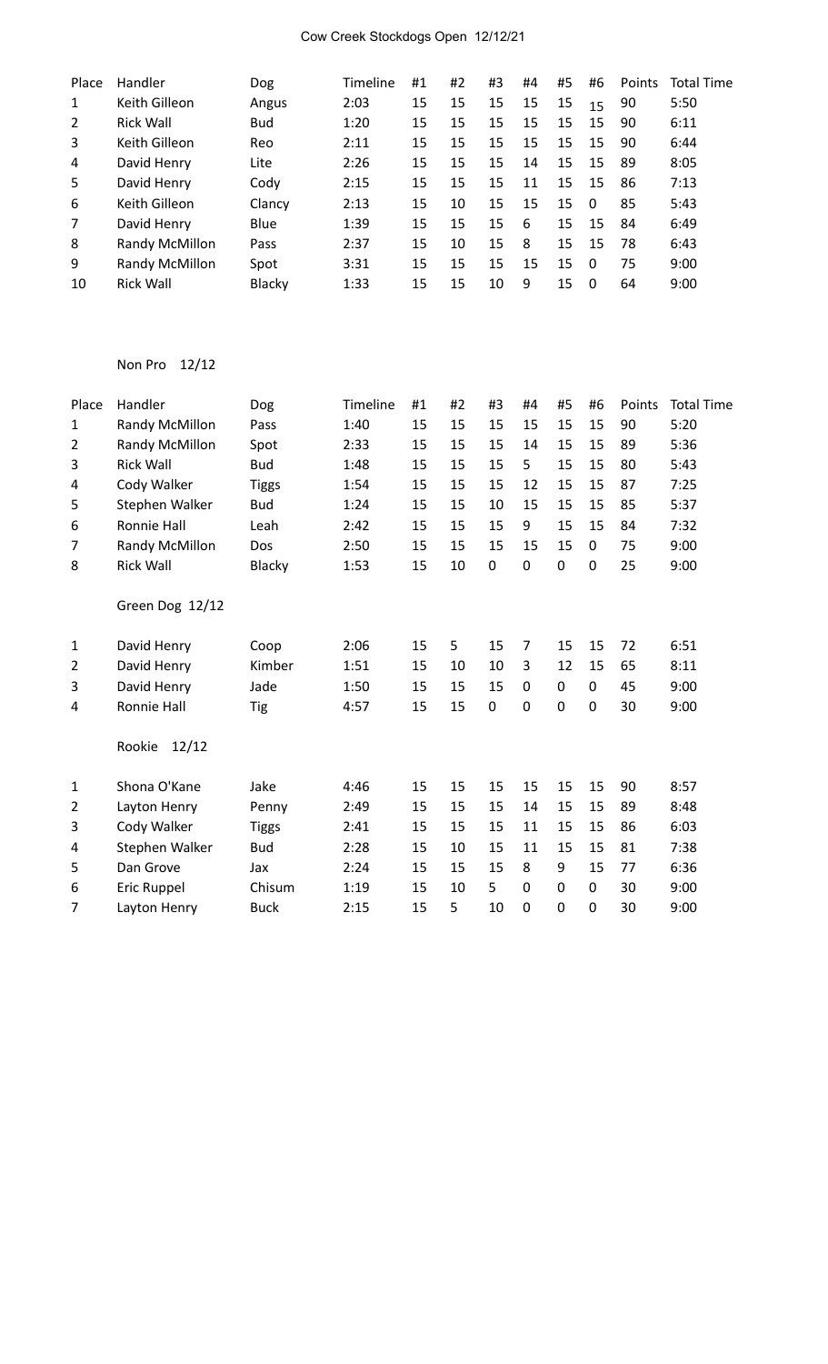# Cow Creek Stockdogs Open 12/12/21

| Place | Handler | Dog | Timeline | #1 | #2 | #3 | #4 | #5 | #6 | Points | Total Time |
|---|---|---|---|---|---|---|---|---|---|---|---|
| 1 | Keith Gilleon | Angus | 2:03 | 15 | 15 | 15 | 15 | 15 | 15 | 90 | 5:50 |
| 2 | Rick Wall | Bud | 1:20 | 15 | 15 | 15 | 15 | 15 | 15 | 90 | 6:11 |
| 3 | Keith Gilleon | Reo | 2:11 | 15 | 15 | 15 | 15 | 15 | 15 | 90 | 6:44 |
| 4 | David Henry | Lite | 2:26 | 15 | 15 | 15 | 14 | 15 | 15 | 89 | 8:05 |
| 5 | David Henry | Cody | 2:15 | 15 | 15 | 15 | 11 | 15 | 15 | 86 | 7:13 |
| 6 | Keith Gilleon | Clancy | 2:13 | 15 | 10 | 15 | 15 | 15 | 0 | 85 | 5:43 |
| 7 | David Henry | Blue | 1:39 | 15 | 15 | 15 | 6 | 15 | 15 | 84 | 6:49 |
| 8 | Randy McMillon | Pass | 2:37 | 15 | 10 | 15 | 8 | 15 | 15 | 78 | 6:43 |
| 9 | Randy McMillon | Spot | 3:31 | 15 | 15 | 15 | 15 | 15 | 0 | 75 | 9:00 |
| 10 | Rick Wall | Blacky | 1:33 | 15 | 15 | 10 | 9 | 15 | 0 | 64 | 9:00 |

Non Pro 12/12

| Place | Handler | Dog | Timeline | #1 | #2 | #3 | #4 | #5 | #6 | Points | Total Time |
|---|---|---|---|---|---|---|---|---|---|---|---|
| 1 | Randy McMillon | Pass | 1:40 | 15 | 15 | 15 | 15 | 15 | 15 | 90 | 5:20 |
| 2 | Randy McMillon | Spot | 2:33 | 15 | 15 | 15 | 14 | 15 | 15 | 89 | 5:36 |
| 3 | Rick Wall | Bud | 1:48 | 15 | 15 | 15 | 5 | 15 | 15 | 80 | 5:43 |
| 4 | Cody Walker | Tiggs | 1:54 | 15 | 15 | 15 | 12 | 15 | 15 | 87 | 7:25 |
| 5 | Stephen Walker | Bud | 1:24 | 15 | 15 | 10 | 15 | 15 | 15 | 85 | 5:37 |
| 6 | Ronnie Hall | Leah | 2:42 | 15 | 15 | 15 | 9 | 15 | 15 | 84 | 7:32 |
| 7 | Randy McMillon | Dos | 2:50 | 15 | 15 | 15 | 15 | 15 | 0 | 75 | 9:00 |
| 8 | Rick Wall | Blacky | 1:53 | 15 | 10 | 0 | 0 | 0 | 0 | 25 | 9:00 |

Green Dog 12/12

| Place | Handler | Dog | Timeline | #1 | #2 | #3 | #4 | #5 | #6 | Points | Total Time |
|---|---|---|---|---|---|---|---|---|---|---|---|
| 1 | David Henry | Coop | 2:06 | 15 | 5 | 15 | 7 | 15 | 15 | 72 | 6:51 |
| 2 | David Henry | Kimber | 1:51 | 15 | 10 | 10 | 3 | 12 | 15 | 65 | 8:11 |
| 3 | David Henry | Jade | 1:50 | 15 | 15 | 15 | 0 | 0 | 0 | 45 | 9:00 |
| 4 | Ronnie Hall | Tig | 4:57 | 15 | 15 | 0 | 0 | 0 | 0 | 30 | 9:00 |

Rookie 12/12

| Place | Handler | Dog | Timeline | #1 | #2 | #3 | #4 | #5 | #6 | Points | Total Time |
|---|---|---|---|---|---|---|---|---|---|---|---|
| 1 | Shona O'Kane | Jake | 4:46 | 15 | 15 | 15 | 15 | 15 | 15 | 90 | 8:57 |
| 2 | Layton Henry | Penny | 2:49 | 15 | 15 | 15 | 14 | 15 | 15 | 89 | 8:48 |
| 3 | Cody Walker | Tiggs | 2:41 | 15 | 15 | 15 | 11 | 15 | 15 | 86 | 6:03 |
| 4 | Stephen Walker | Bud | 2:28 | 15 | 10 | 15 | 11 | 15 | 15 | 81 | 7:38 |
| 5 | Dan Grove | Jax | 2:24 | 15 | 15 | 15 | 8 | 9 | 15 | 77 | 6:36 |
| 6 | Eric Ruppel | Chisum | 1:19 | 15 | 10 | 5 | 0 | 0 | 0 | 30 | 9:00 |
| 7 | Layton Henry | Buck | 2:15 | 15 | 5 | 10 | 0 | 0 | 0 | 30 | 9:00 |